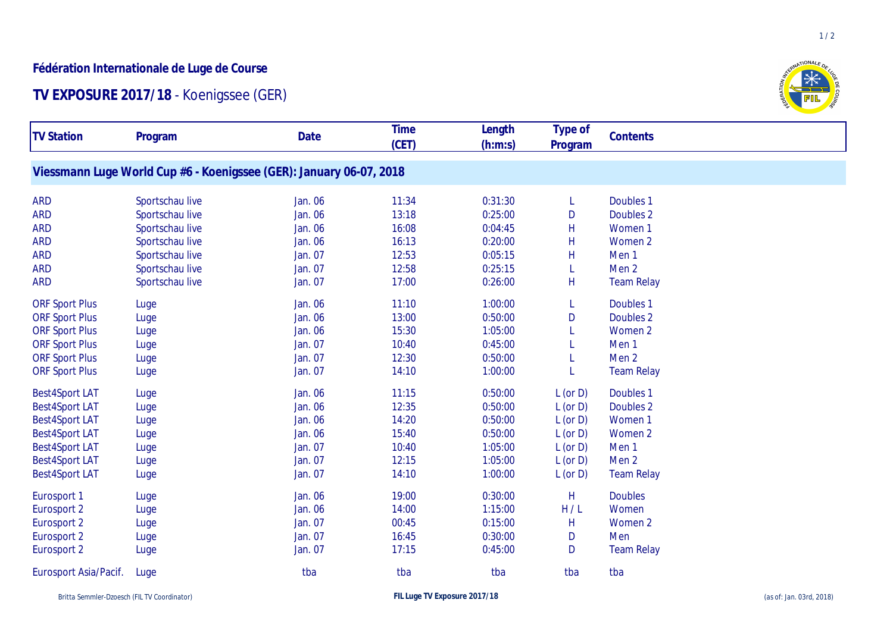# Fédération Internationale de Luge de Course

## TV EXPOSURE 2017/18 - Koenigssee (GER)

| TV Station | Program | Date | Time (CET) | Length (h:m:s) | Type of Program | Contents |
|---|---|---|---|---|---|---|
| **Viessmann Luge World Cup #6 - Koenigssee (GER): January 06-07, 2018** | | | | | | |
| ARD | Sportschau live | Jan. 06 | 11:34 | 0:31:30 | L | Doubles 1 |
| ARD | Sportschau live | Jan. 06 | 13:18 | 0:25:00 | D | Doubles 2 |
| ARD | Sportschau live | Jan. 06 | 16:08 | 0:04:45 | H | Women 1 |
| ARD | Sportschau live | Jan. 06 | 16:13 | 0:20:00 | H | Women 2 |
| ARD | Sportschau live | Jan. 07 | 12:53 | 0:05:15 | H | Men 1 |
| ARD | Sportschau live | Jan. 07 | 12:58 | 0:25:15 | L | Men 2 |
| ARD | Sportschau live | Jan. 07 | 17:00 | 0:26:00 | H | Team Relay |
| ORF Sport Plus | Luge | Jan. 06 | 11:10 | 1:00:00 | L | Doubles 1 |
| ORF Sport Plus | Luge | Jan. 06 | 13:00 | 0:50:00 | D | Doubles 2 |
| ORF Sport Plus | Luge | Jan. 06 | 15:30 | 1:05:00 | L | Women 2 |
| ORF Sport Plus | Luge | Jan. 07 | 10:40 | 0:45:00 | L | Men 1 |
| ORF Sport Plus | Luge | Jan. 07 | 12:30 | 0:50:00 | L | Men 2 |
| ORF Sport Plus | Luge | Jan. 07 | 14:10 | 1:00:00 | L | Team Relay |
| Best4Sport LAT | Luge | Jan. 06 | 11:15 | 0:50:00 | L (or D) | Doubles 1 |
| Best4Sport LAT | Luge | Jan. 06 | 12:35 | 0:50:00 | L (or D) | Doubles 2 |
| Best4Sport LAT | Luge | Jan. 06 | 14:20 | 0:50:00 | L (or D) | Women 1 |
| Best4Sport LAT | Luge | Jan. 06 | 15:40 | 0:50:00 | L (or D) | Women 2 |
| Best4Sport LAT | Luge | Jan. 07 | 10:40 | 1:05:00 | L (or D) | Men 1 |
| Best4Sport LAT | Luge | Jan. 07 | 12:15 | 1:05:00 | L (or D) | Men 2 |
| Best4Sport LAT | Luge | Jan. 07 | 14:10 | 1:00:00 | L (or D) | Team Relay |
| Eurosport 1 | Luge | Jan. 06 | 19:00 | 0:30:00 | H | Doubles |
| Eurosport 2 | Luge | Jan. 06 | 14:00 | 1:15:00 | H / L | Women |
| Eurosport 2 | Luge | Jan. 07 | 00:45 | 0:15:00 | H | Women 2 |
| Eurosport 2 | Luge | Jan. 07 | 16:45 | 0:30:00 | D | Men |
| Eurosport 2 | Luge | Jan. 07 | 17:15 | 0:45:00 | D | Team Relay |
| Eurosport Asia/Pacif. | Luge | tba | tba | tba | tba | tba |

Britta Semmler-Dzoesch (FIL TV Coordinator) | FIL Luge TV Exposure 2017/18 | (as of: Jan. 03rd, 2018)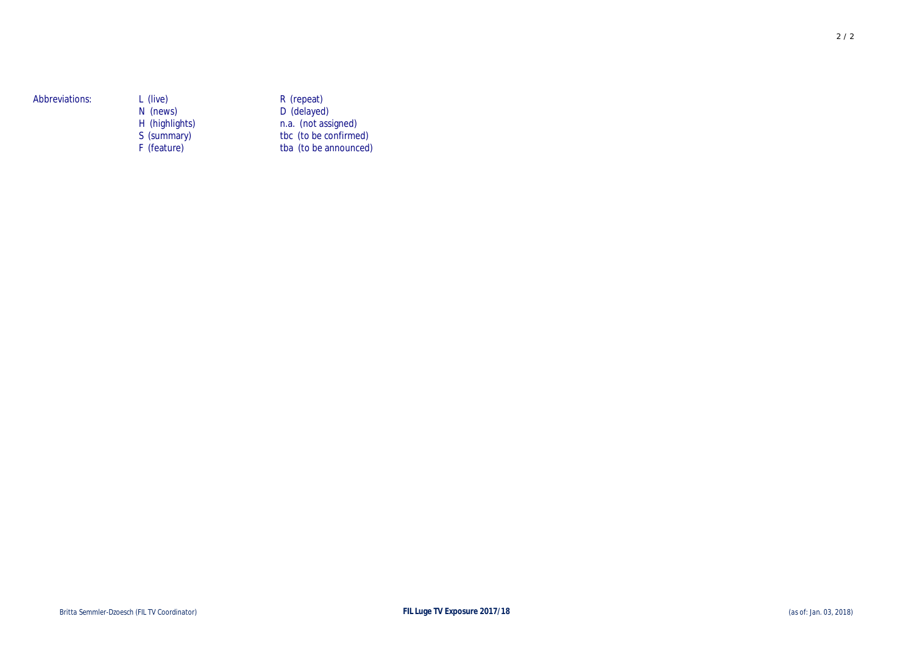| | | |
|---|---|---|
| Abbreviations: | L (live) | R (repeat) |
| | N (news) | D (delayed) |
| | H (highlights) | n.a. (not assigned) |
| | S (summary) | tbc (to be confirmed) |
| | F (feature) | tba (to be announced) |